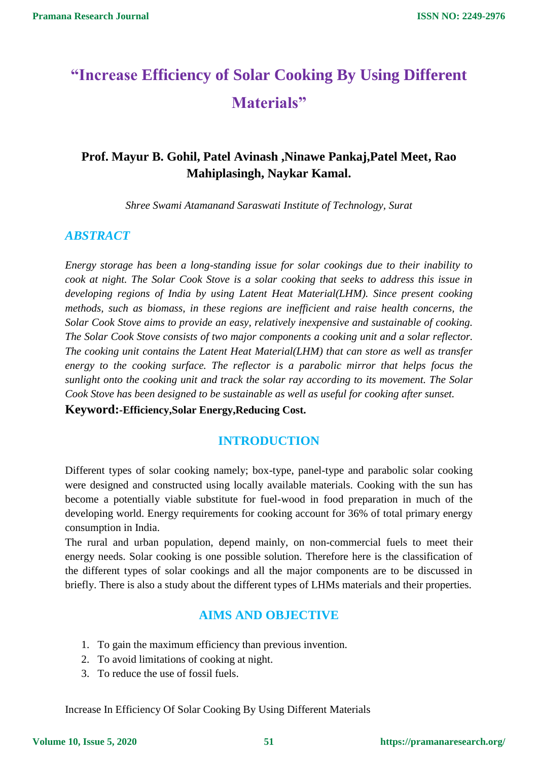# "Increase Efficiency of Solar Cooking By Using Different Materials"

**Prof. Mayur B. Gohil, Patel Avinash ,Ninawe Pankaj,Patel Meet, Rao Mahiplasingh, Naykar Kamal.**

*Shree Swami Atamanand Saraswati Institute of Technology, Surat*

## ABSTRACT

*Energy storage has been a long-standing issue for solar cookings due to their inability to cook at night. The Solar Cook Stove is a solar cooking that seeks to address this issue in developing regions of India by using Latent Heat Material(LHM). Since present cooking methods, such as biomass, in these regions are inefficient and raise health concerns, the Solar Cook Stove aims to provide an easy, relatively inexpensive and sustainable of cooking. The Solar Cook Stove consists of two major components a cooking unit and a solar reflector. The cooking unit contains the Latent Heat Material(LHM) that can store as well as transfer energy to the cooking surface. The reflector is a parabolic mirror that helps focus the sunlight onto the cooking unit and track the solar ray according to its movement. The Solar Cook Stove has been designed to be sustainable as well as useful for cooking after sunset.*

**Keyword:-Efficiency,Solar Energy,Reducing Cost.**

## INTRODUCTION

Different types of solar cooking namely; box-type, panel-type and parabolic solar cooking were designed and constructed using locally available materials. Cooking with the sun has become a potentially viable substitute for fuel-wood in food preparation in much of the developing world. Energy requirements for cooking account for 36% of total primary energy consumption in India.

The rural and urban population, depend mainly, on non-commercial fuels to meet their energy needs. Solar cooking is one possible solution. Therefore here is the classification of the different types of solar cookings and all the major components are to be discussed in briefly. There is also a study about the different types of LHMs materials and their properties.

## AIMS AND OBJECTIVE

1. To gain the maximum efficiency than previous invention.
2. To avoid limitations of cooking at night.
3. To reduce the use of fossil fuels.

Increase In Efficiency Of Solar Cooking By Using Different Materials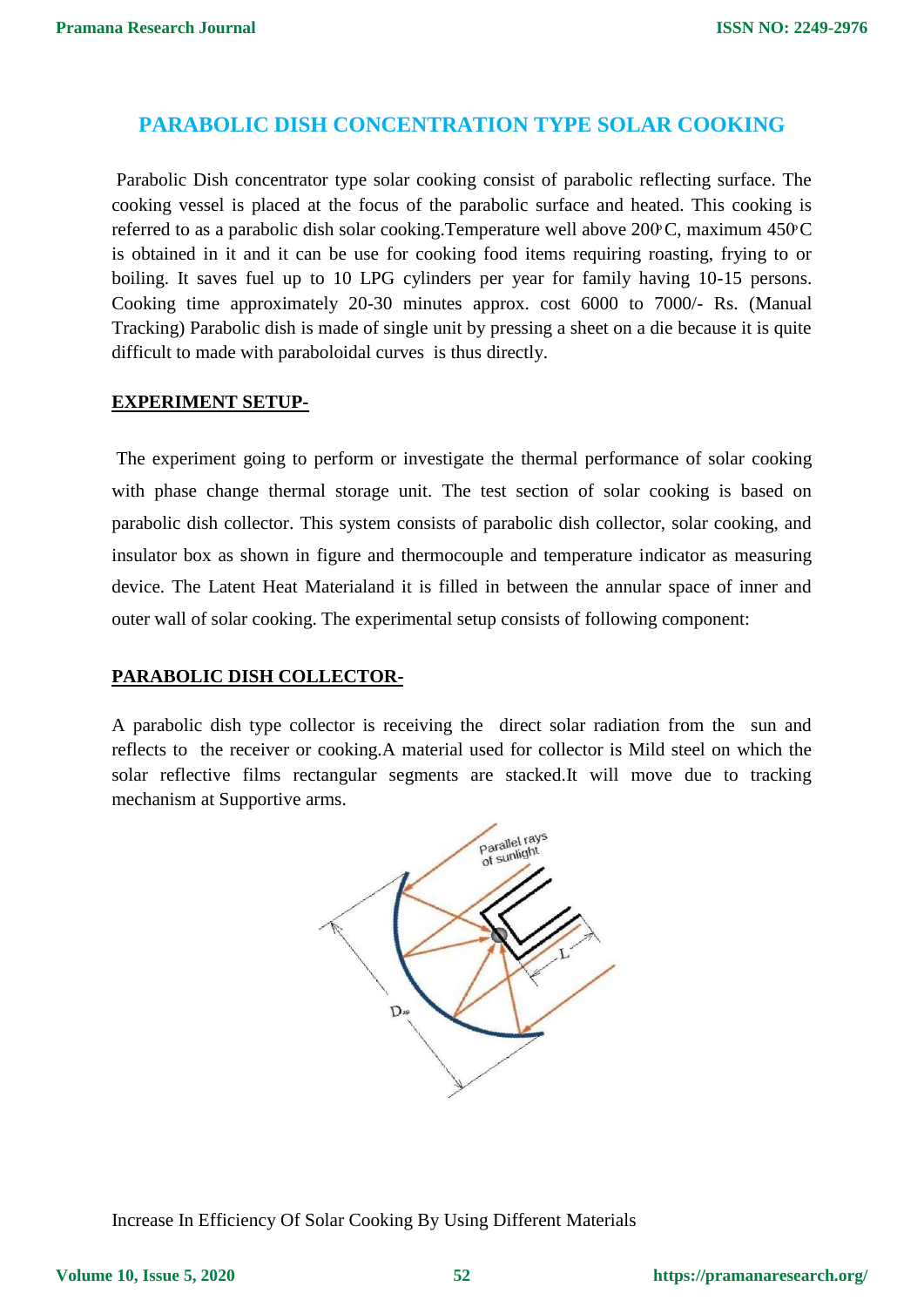## PARABOLIC DISH CONCENTRATION TYPE SOLAR COOKING

Parabolic Dish concentrator type solar cooking consist of parabolic reflecting surface. The cooking vessel is placed at the focus of the parabolic surface and heated. This cooking is referred to as a parabolic dish solar cooking.Temperature well above 200°C, maximum 450°C is obtained in it and it can be use for cooking food items requiring roasting, frying to or boiling. It saves fuel up to 10 LPG cylinders per year for family having 10-15 persons. Cooking time approximately 20-30 minutes approx. cost 6000 to 7000/- Rs. (Manual Tracking) Parabolic dish is made of single unit by pressing a sheet on a die because it is quite difficult to made with paraboloidal curves is thus directly.

### EXPERIMENT SETUP-

The experiment going to perform or investigate the thermal performance of solar cooking with phase change thermal storage unit. The test section of solar cooking is based on parabolic dish collector. This system consists of parabolic dish collector, solar cooking, and insulator box as shown in figure and thermocouple and temperature indicator as measuring device. The Latent Heat Materialand it is filled in between the annular space of inner and outer wall of solar cooking. The experimental setup consists of following component:

### PARABOLIC DISH COLLECTOR-

A parabolic dish type collector is receiving the direct solar radiation from the sun and reflects to the receiver or cooking.A material used for collector is Mild steel on which the solar reflective films rectangular segments are stacked.It will move due to tracking mechanism at Supportive arms.

Increase In Efficiency Of Solar Cooking By Using Different Materials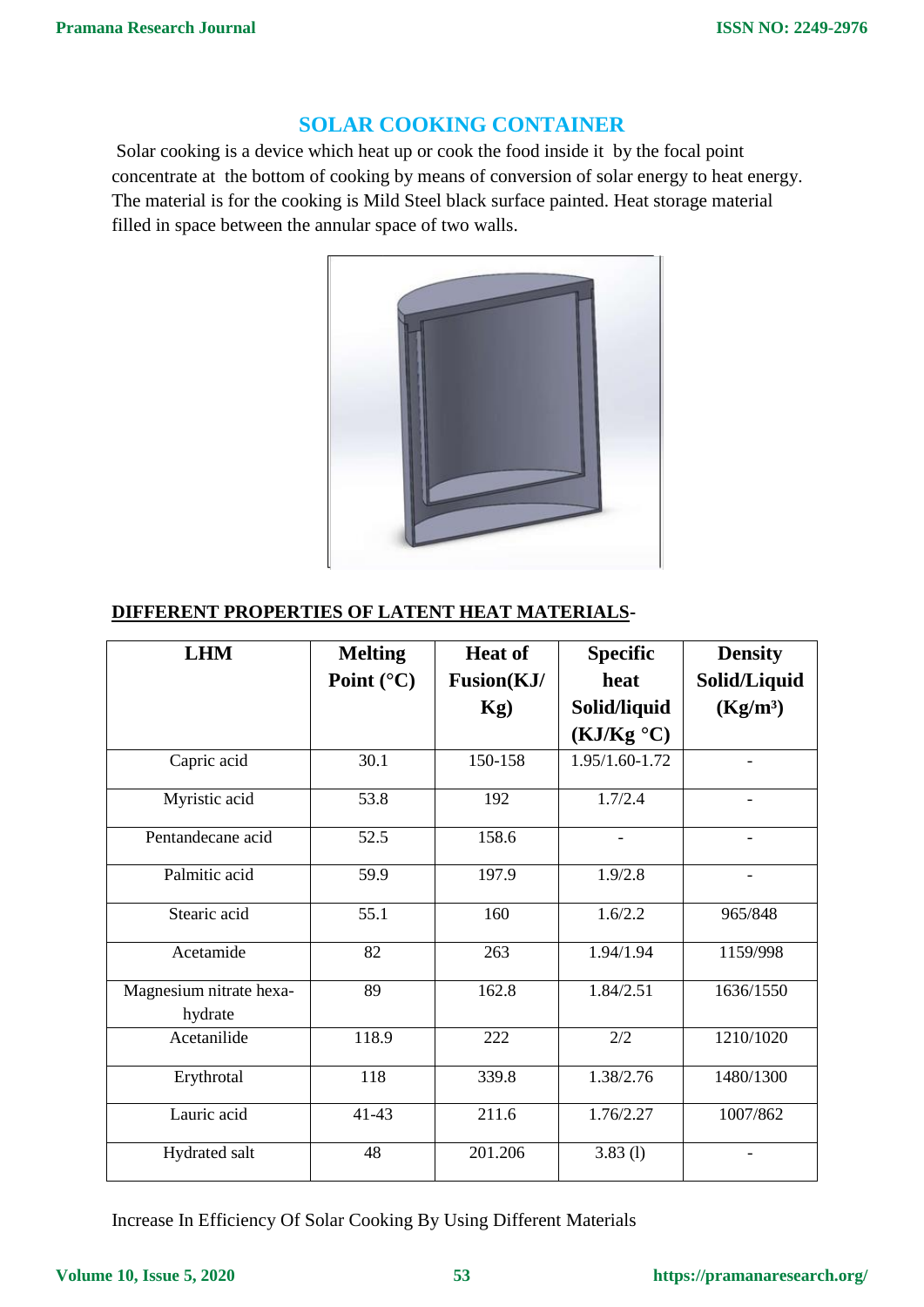## SOLAR COOKING CONTAINER

Solar cooking is a device which heat up or cook the food inside it by the focal point concentrate at the bottom of cooking by means of conversion of solar energy to heat energy. The material is for the cooking is Mild Steel black surface painted. Heat storage material filled in space between the annular space of two walls.

**DIFFERENT PROPERTIES OF LATENT HEAT MATERIALS**-

| LHM | Melting Point (°C) | Heat of Fusion(KJ/Kg) | Specific heat Solid/liquid (KJ/Kg °C) | Density Solid/Liquid (Kg/m³) |
|---|---|---|---|---|
| Capric acid | 30.1 | 150-158 | 1.95/1.60-1.72 | - |
| Myristic acid | 53.8 | 192 | 1.7/2.4 | - |
| Pentandecane acid | 52.5 | 158.6 | - | - |
| Palmitic acid | 59.9 | 197.9 | 1.9/2.8 | - |
| Stearic acid | 55.1 | 160 | 1.6/2.2 | 965/848 |
| Acetamide | 82 | 263 | 1.94/1.94 | 1159/998 |
| Magnesium nitrate hexa-hydrate | 89 | 162.8 | 1.84/2.51 | 1636/1550 |
| Acetanilide | 118.9 | 222 | 2/2 | 1210/1020 |
| Erythrotal | 118 | 339.8 | 1.38/2.76 | 1480/1300 |
| Lauric acid | 41-43 | 211.6 | 1.76/2.27 | 1007/862 |
| Hydrated salt | 48 | 201.206 | 3.83 (l) | - |

Increase In Efficiency Of Solar Cooking By Using Different Materials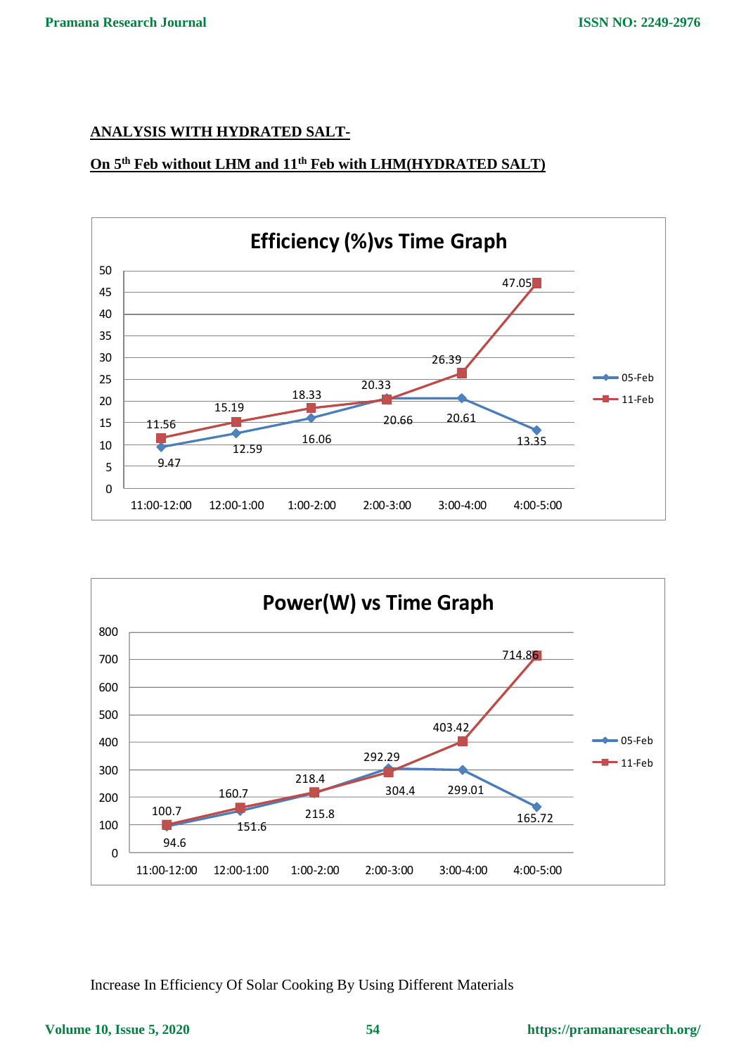**ANALYSIS WITH HYDRATED SALT-**

**On 5th Feb without LHM and 11th Feb with LHM(HYDRATED SALT)**

**Efficiency (%)vs Time Graph**

| Time | 05-Feb | 11-Feb |
|---|---|---|
| 11:00-12:00 | 9.47 | 11.56 |
| 12:00-1:00 | 12.59 | 15.19 |
| 1:00-2:00 | 16.06 | 18.33 |
| 2:00-3:00 | 20.66 | 20.33 |
| 3:00-4:00 | 20.61 | 26.39 |
| 4:00-5:00 | 13.35 | 47.05 |

**Power(W) vs Time Graph**

| Time | 05-Feb | 11-Feb |
|---|---|---|
| 11:00-12:00 | 94.6 | 100.7 |
| 12:00-1:00 | 151.6 | 160.7 |
| 1:00-2:00 | 215.8 | 218.4 |
| 2:00-3:00 | 304.4 | 292.29 |
| 3:00-4:00 | 299.01 | 403.42 |
| 4:00-5:00 | 165.72 | 714.86 |

Increase In Efficiency Of Solar Cooking By Using Different Materials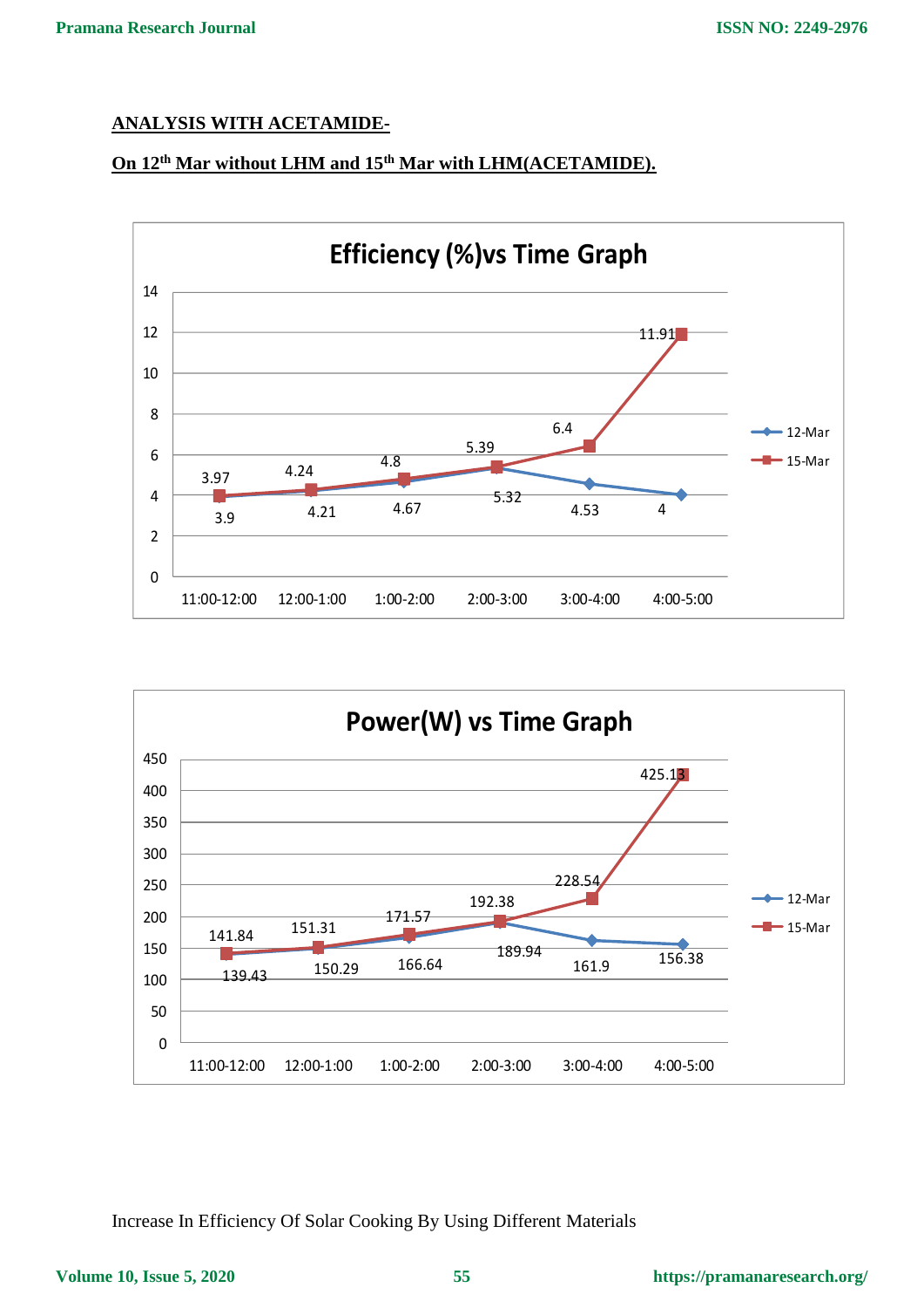**ANALYSIS WITH ACETAMIDE-**

**On 12th Mar without LHM and 15th Mar with LHM(ACETAMIDE).**

**Efficiency (%)vs Time Graph**

| Time | 12-Mar | 15-Mar |
|---|---|---|
| 11:00-12:00 | 3.9 | 3.97 |
| 12:00-1:00 | 4.21 | 4.24 |
| 1:00-2:00 | 4.67 | 4.8 |
| 2:00-3:00 | 5.32 | 5.39 |
| 3:00-4:00 | 4.53 | 6.4 |
| 4:00-5:00 | 4 | 11.91 |

**Power(W) vs Time Graph**

| Time | 12-Mar | 15-Mar |
|---|---|---|
| 11:00-12:00 | 139.43 | 141.84 |
| 12:00-1:00 | 150.29 | 151.31 |
| 1:00-2:00 | 166.64 | 171.57 |
| 2:00-3:00 | 189.94 | 192.38 |
| 3:00-4:00 | 161.9 | 228.54 |
| 4:00-5:00 | 156.38 | 425.13 |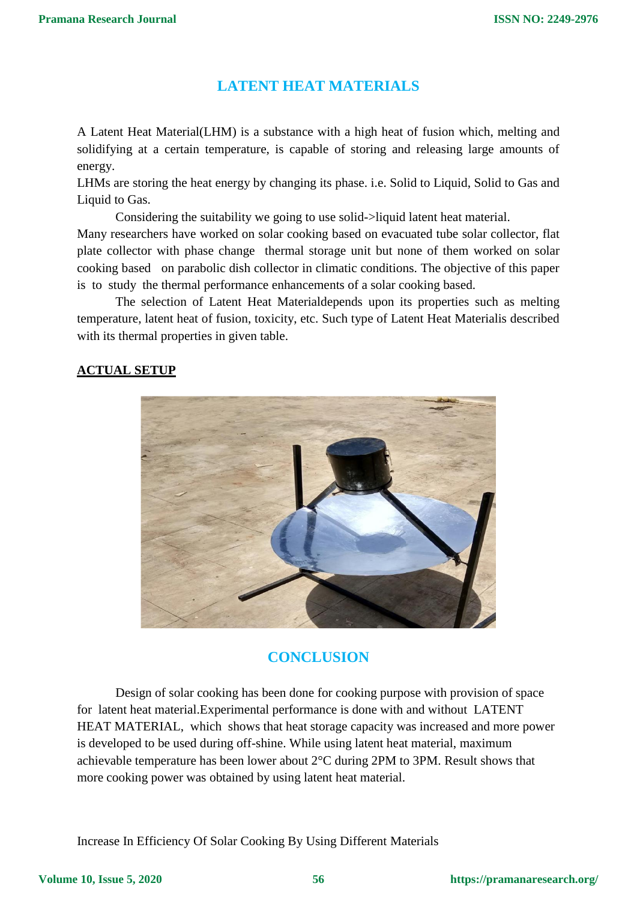## LATENT HEAT MATERIALS

A Latent Heat Material(LHM) is a substance with a high heat of fusion which, melting and solidifying at a certain temperature, is capable of storing and releasing large amounts of energy.

LHMs are storing the heat energy by changing its phase. i.e. Solid to Liquid, Solid to Gas and Liquid to Gas.

Considering the suitability we going to use solid->liquid latent heat material.

Many researchers have worked on solar cooking based on evacuated tube solar collector, flat plate collector with phase change thermal storage unit but none of them worked on solar cooking based on parabolic dish collector in climatic conditions. The objective of this paper is to study the thermal performance enhancements of a solar cooking based.

The selection of Latent Heat Materialdepends upon its properties such as melting temperature, latent heat of fusion, toxicity, etc. Such type of Latent Heat Materialis described with its thermal properties in given table.

**ACTUAL SETUP**

## CONCLUSION

Design of solar cooking has been done for cooking purpose with provision of space for latent heat material.Experimental performance is done with and without LATENT HEAT MATERIAL, which shows that heat storage capacity was increased and more power is developed to be used during off-shine. While using latent heat material, maximum achievable temperature has been lower about 2°C during 2PM to 3PM. Result shows that more cooking power was obtained by using latent heat material.

Increase In Efficiency Of Solar Cooking By Using Different Materials